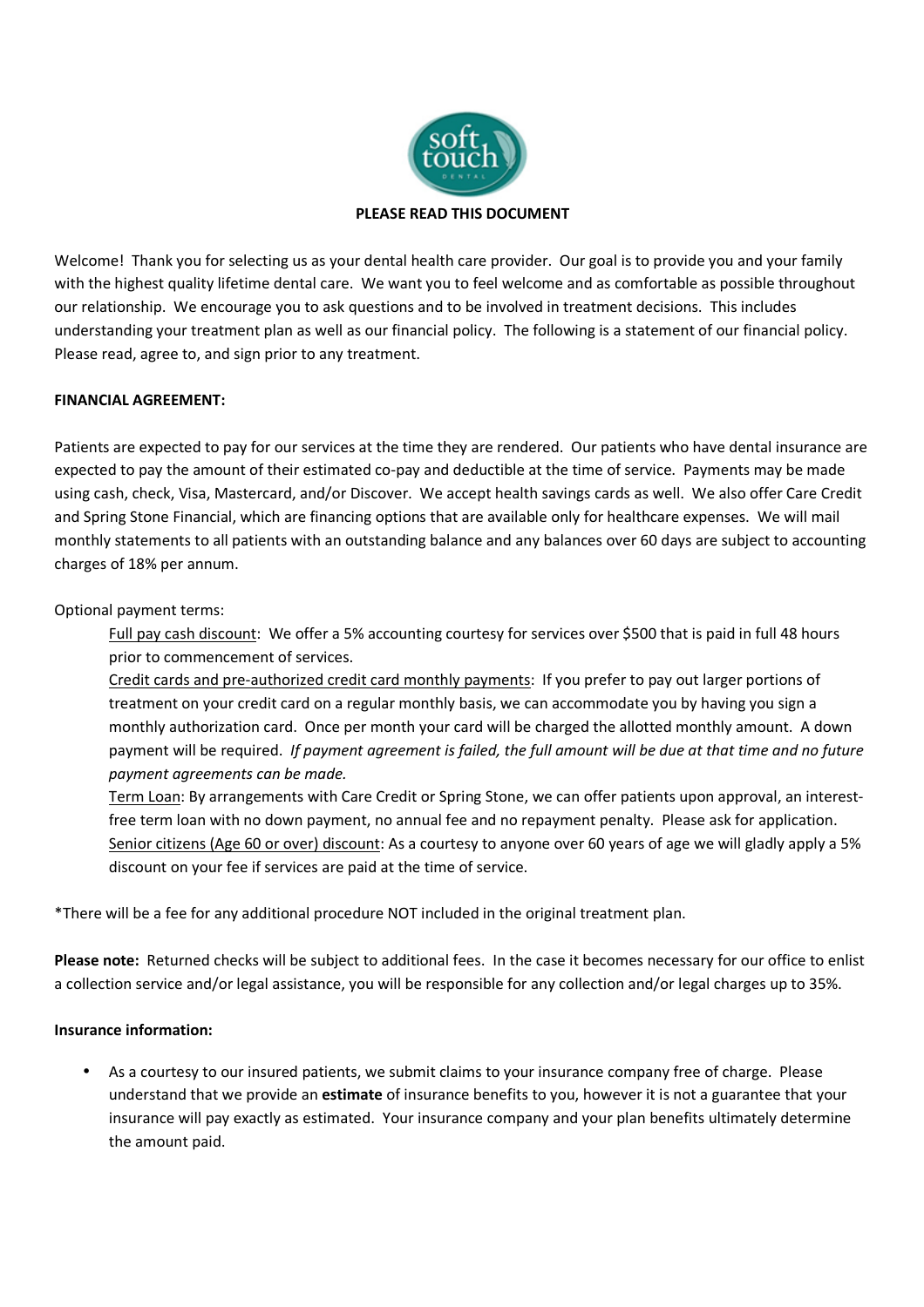**PLEASE READ THIS DOCUMENT**

Welcome! Thank you for selecting us as your dental health care provider. Our goal is to provide you and your family with the highest quality lifetime dental care. We want you to feel welcome and as comfortable as possible throughout our relationship. We encourage you to ask questions and to be involved in treatment decisions. This includes understanding your treatment plan as well as our financial policy. The following is a statement of our financial policy. Please read, agree to, and sign prior to any treatment.

**FINANCIAL AGREEMENT:**

Patients are expected to pay for our services at the time they are rendered. Our patients who have dental insurance are expected to pay the amount of their estimated co-pay and deductible at the time of service. Payments may be made using cash, check, Visa, Mastercard, and/or Discover. We accept health savings cards as well. We also offer Care Credit and Spring Stone Financial, which are financing options that are available only for healthcare expenses. We will mail monthly statements to all patients with an outstanding balance and any balances over 60 days are subject to accounting charges of 18% per annum.

Optional payment terms:

- Full pay cash discount: We offer a 5% accounting courtesy for services over $500 that is paid in full 48 hours prior to commencement of services.
- Credit cards and pre-authorized credit card monthly payments: If you prefer to pay out larger portions of treatment on your credit card on a regular monthly basis, we can accommodate you by having you sign a monthly authorization card. Once per month your card will be charged the allotted monthly amount. A down payment will be required. *If payment agreement is failed, the full amount will be due at that time and no future payment agreements can be made.*
- Term Loan: By arrangements with Care Credit or Spring Stone, we can offer patients upon approval, an interest-free term loan with no down payment, no annual fee and no repayment penalty. Please ask for application.
- Senior citizens (Age 60 or over) discount: As a courtesy to anyone over 60 years of age we will gladly apply a 5% discount on your fee if services are paid at the time of service.

*There will be a fee for any additional procedure NOT included in the original treatment plan.

**Please note:** Returned checks will be subject to additional fees. In the case it becomes necessary for our office to enlist a collection service and/or legal assistance, you will be responsible for any collection and/or legal charges up to 35%.

**Insurance information:**

- As a courtesy to our insured patients, we submit claims to your insurance company free of charge. Please understand that we provide an **estimate** of insurance benefits to you, however it is not a guarantee that your insurance will pay exactly as estimated. Your insurance company and your plan benefits ultimately determine the amount paid.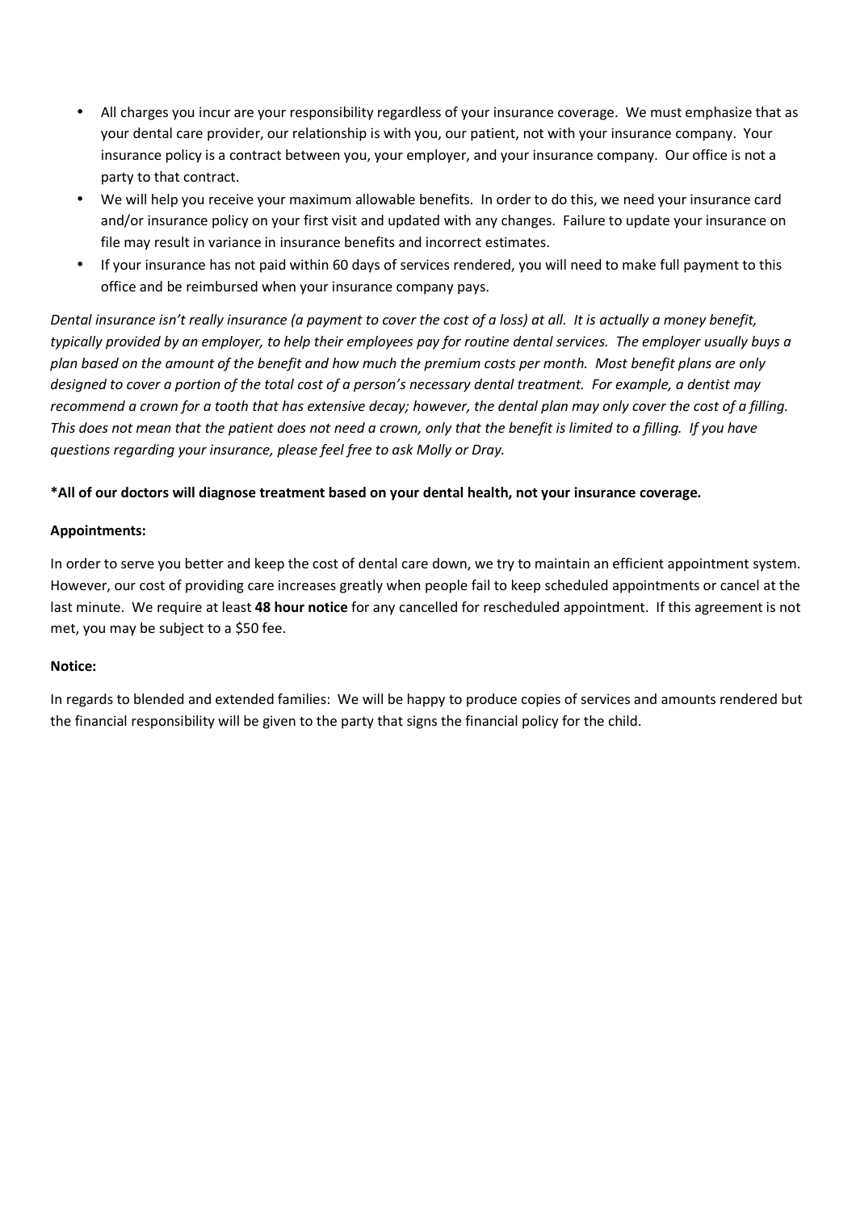- All charges you incur are your responsibility regardless of your insurance coverage. We must emphasize that as your dental care provider, our relationship is with you, our patient, not with your insurance company. Your insurance policy is a contract between you, your employer, and your insurance company. Our office is not a party to that contract.
- We will help you receive your maximum allowable benefits. In order to do this, we need your insurance card and/or insurance policy on your first visit and updated with any changes. Failure to update your insurance on file may result in variance in insurance benefits and incorrect estimates.
- If your insurance has not paid within 60 days of services rendered, you will need to make full payment to this office and be reimbursed when your insurance company pays.

*Dental insurance isn't really insurance (a payment to cover the cost of a loss) at all. It is actually a money benefit, typically provided by an employer, to help their employees pay for routine dental services. The employer usually buys a plan based on the amount of the benefit and how much the premium costs per month. Most benefit plans are only designed to cover a portion of the total cost of a person's necessary dental treatment. For example, a dentist may recommend a crown for a tooth that has extensive decay; however, the dental plan may only cover the cost of a filling. This does not mean that the patient does not need a crown, only that the benefit is limited to a filling. If you have questions regarding your insurance, please feel free to ask Molly or Dray.*

**\*All of our doctors will diagnose treatment based on your dental health, not your insurance coverage.**

**Appointments:**

In order to serve you better and keep the cost of dental care down, we try to maintain an efficient appointment system. However, our cost of providing care increases greatly when people fail to keep scheduled appointments or cancel at the last minute. We require at least **48 hour notice** for any cancelled for rescheduled appointment. If this agreement is not met, you may be subject to a $50 fee.

**Notice:**

In regards to blended and extended families: We will be happy to produce copies of services and amounts rendered but the financial responsibility will be given to the party that signs the financial policy for the child.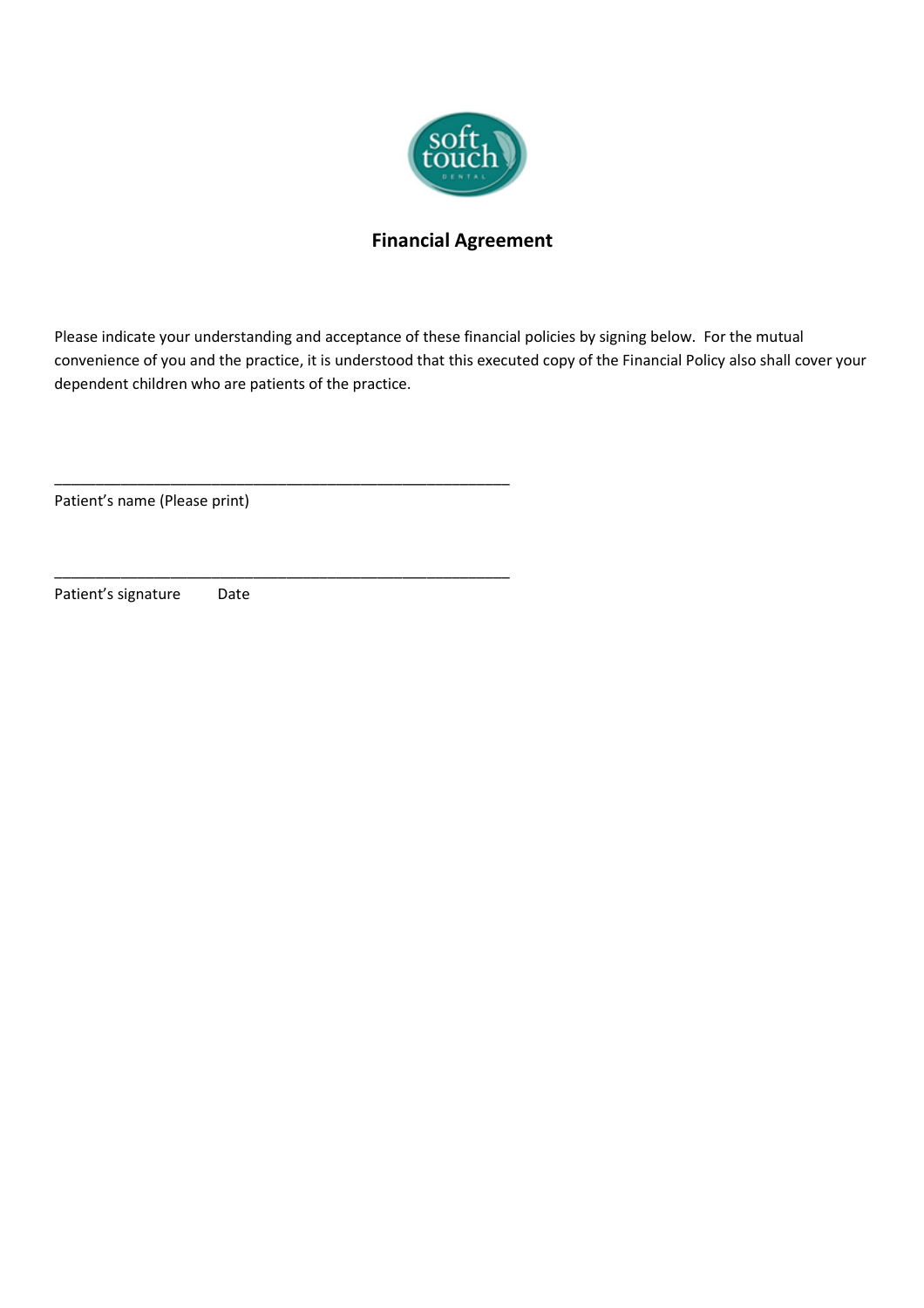soft touch

DENTAL

## Financial Agreement

Please indicate your understanding and acceptance of these financial policies by signing below. For the mutual convenience of you and the practice, it is understood that this executed copy of the Financial Policy also shall cover your dependent children who are patients of the practice.

\_\_\_\_\_\_\_\_\_\_\_\_\_\_\_\_\_\_\_\_\_\_\_\_\_\_\_\_\_\_\_\_\_\_\_\_\_\_\_\_\_\_\_\_\_\_\_\_\_\_\_\_\_\_\_\_

Patient's name (Please print)

\_\_\_\_\_\_\_\_\_\_\_\_\_\_\_\_\_\_\_\_\_\_\_\_\_\_\_\_\_\_\_\_\_\_\_\_\_\_\_\_\_\_\_\_\_\_\_\_\_\_\_\_\_\_\_\_

Patient's signature Date